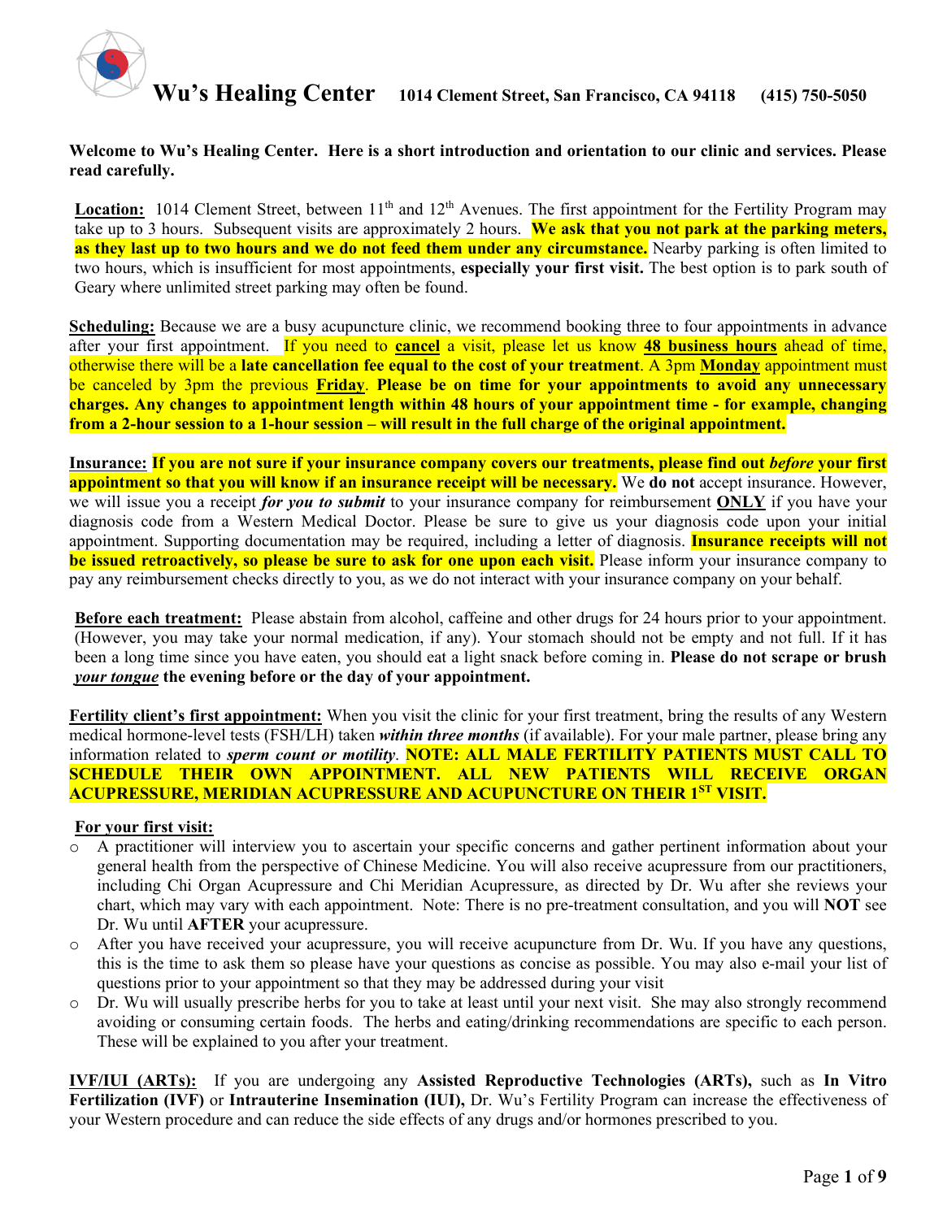# Wu's Healing Center

1014 Clement Street, San Francisco, CA 94118 (415) 750-5050

**Welcome to Wu's Healing Center. Here is a short introduction and orientation to our clinic and services. Please read carefully.**

**Location:** 1014 Clement Street, between 11th and 12th Avenues. The first appointment for the Fertility Program may take up to 3 hours. Subsequent visits are approximately 2 hours. **We ask that you not park at the parking meters, as they last up to two hours and we do not feed them under any circumstance.** Nearby parking is often limited to two hours, which is insufficient for most appointments, **especially your first visit.** The best option is to park south of Geary where unlimited street parking may often be found.

**Scheduling:** Because we are a busy acupuncture clinic, we recommend booking three to four appointments in advance after your first appointment. If you need to **cancel** a visit, please let us know **48 business hours** ahead of time, otherwise there will be a **late cancellation fee equal to the cost of your treatment**. A 3pm **Monday** appointment must be canceled by 3pm the previous **Friday**. **Please be on time for your appointments to avoid any unnecessary charges. Any changes to appointment length within 48 hours of your appointment time - for example, changing from a 2-hour session to a 1-hour session – will result in the full charge of the original appointment.**

**Insurance:** **If you are not sure if your insurance company covers our treatments, please find out *before* your first appointment so that you will know if an insurance receipt will be necessary.** We **do not** accept insurance. However, we will issue you a receipt ***for you to submit*** to your insurance company for reimbursement **ONLY** if you have your diagnosis code from a Western Medical Doctor. Please be sure to give us your diagnosis code upon your initial appointment. Supporting documentation may be required, including a letter of diagnosis. **Insurance receipts will not be issued retroactively, so please be sure to ask for one upon each visit.** Please inform your insurance company to pay any reimbursement checks directly to you, as we do not interact with your insurance company on your behalf.

**Before each treatment:** Please abstain from alcohol, caffeine and other drugs for 24 hours prior to your appointment. (However, you may take your normal medication, if any). Your stomach should not be empty and not full. If it has been a long time since you have eaten, you should eat a light snack before coming in. **Please do not scrape or brush *your tongue* the evening before or the day of your appointment.**

**Fertility client's first appointment:** When you visit the clinic for your first treatment, bring the results of any Western medical hormone-level tests (FSH/LH) taken ***within three months*** (if available). For your male partner, please bring any information related to ***sperm count or motility***. **NOTE: ALL MALE FERTILITY PATIENTS MUST CALL TO SCHEDULE THEIR OWN APPOINTMENT. ALL NEW PATIENTS WILL RECEIVE ORGAN ACUPRESSURE, MERIDIAN ACUPRESSURE AND ACUPUNCTURE ON THEIR 1ST VISIT.**

**For your first visit:**

- A practitioner will interview you to ascertain your specific concerns and gather pertinent information about your general health from the perspective of Chinese Medicine. You will also receive acupressure from our practitioners, including Chi Organ Acupressure and Chi Meridian Acupressure, as directed by Dr. Wu after she reviews your chart, which may vary with each appointment. Note: There is no pre-treatment consultation, and you will **NOT** see Dr. Wu until **AFTER** your acupressure.
- After you have received your acupressure, you will receive acupuncture from Dr. Wu. If you have any questions, this is the time to ask them so please have your questions as concise as possible. You may also e-mail your list of questions prior to your appointment so that they may be addressed during your visit
- Dr. Wu will usually prescribe herbs for you to take at least until your next visit. She may also strongly recommend avoiding or consuming certain foods. The herbs and eating/drinking recommendations are specific to each person. These will be explained to you after your treatment.

**IVF/IUI (ARTs):** If you are undergoing any **Assisted Reproductive Technologies (ARTs),** such as **In Vitro Fertilization (IVF)** or **Intrauterine Insemination (IUI),** Dr. Wu's Fertility Program can increase the effectiveness of your Western procedure and can reduce the side effects of any drugs and/or hormones prescribed to you.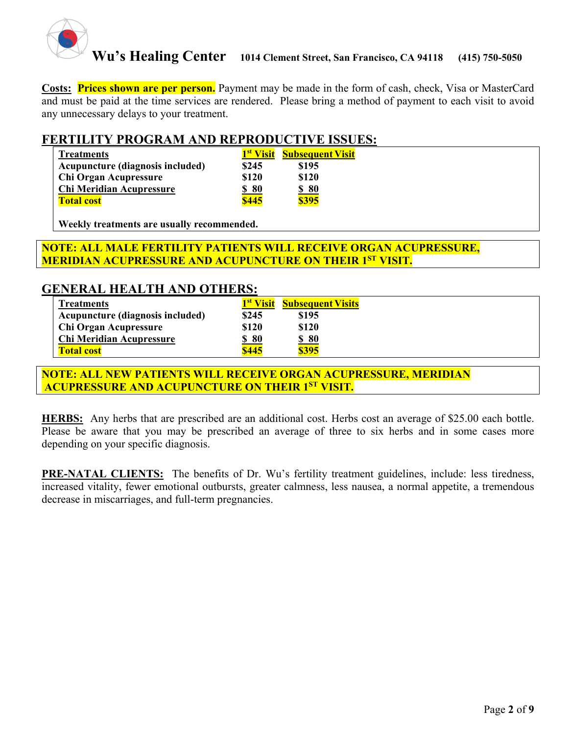**Costs:** **Prices shown are per person.** Payment may be made in the form of cash, check, Visa or MasterCard and must be paid at the time services are rendered. Please bring a method of payment to each visit to avoid any unnecessary delays to your treatment.

## FERTILITY PROGRAM AND REPRODUCTIVE ISSUES:

| Treatments | 1st Visit | Subsequent Visit |
|---|---|---|
| Acupuncture (diagnosis included) | $245 | $195 |
| Chi Organ Acupressure | $120 | $120 |
| Chi Meridian Acupressure | $ 80 | $ 80 |
| **Total cost** | **$445** | **$395** |

**Weekly treatments are usually recommended.**

**NOTE: ALL MALE FERTILITY PATIENTS WILL RECEIVE ORGAN ACUPRESSURE, MERIDIAN ACUPRESSURE AND ACUPUNCTURE ON THEIR 1ST VISIT.**

## GENERAL HEALTH AND OTHERS:

| Treatments | 1st Visit | Subsequent Visits |
|---|---|---|
| Acupuncture (diagnosis included) | $245 | $195 |
| Chi Organ Acupressure | $120 | $120 |
| Chi Meridian Acupressure | $ 80 | $ 80 |
| **Total cost** | **$445** | **$395** |

**NOTE: ALL NEW PATIENTS WILL RECEIVE ORGAN ACUPRESSURE, MERIDIAN ACUPRESSURE AND ACUPUNCTURE ON THEIR 1ST VISIT.**

**HERBS:** Any herbs that are prescribed are an additional cost. Herbs cost an average of $25.00 each bottle. Please be aware that you may be prescribed an average of three to six herbs and in some cases more depending on your specific diagnosis.

**PRE-NATAL CLIENTS:** The benefits of Dr. Wu's fertility treatment guidelines, include: less tiredness, increased vitality, fewer emotional outbursts, greater calmness, less nausea, a normal appetite, a tremendous decrease in miscarriages, and full-term pregnancies.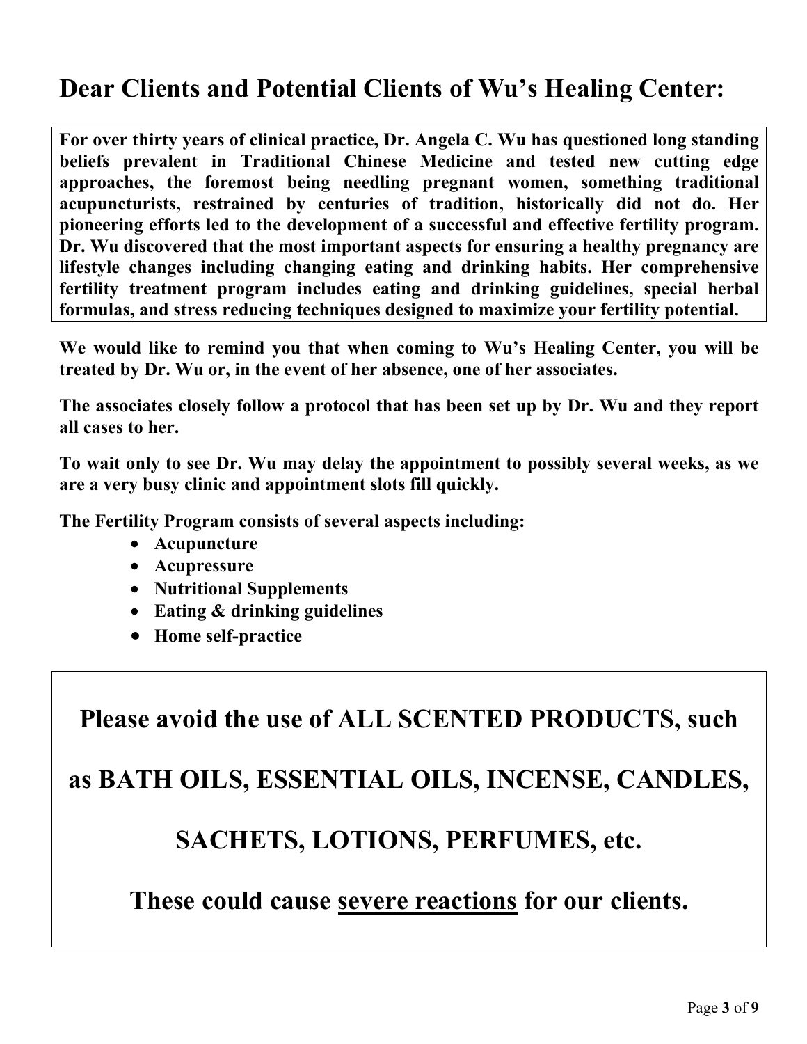## Dear Clients and Potential Clients of Wu's Healing Center:

**For over thirty years of clinical practice, Dr. Angela C. Wu has questioned long standing beliefs prevalent in Traditional Chinese Medicine and tested new cutting edge approaches, the foremost being needling pregnant women, something traditional acupuncturists, restrained by centuries of tradition, historically did not do. Her pioneering efforts led to the development of a successful and effective fertility program. Dr. Wu discovered that the most important aspects for ensuring a healthy pregnancy are lifestyle changes including changing eating and drinking habits. Her comprehensive fertility treatment program includes eating and drinking guidelines, special herbal formulas, and stress reducing techniques designed to maximize your fertility potential.**

**We would like to remind you that when coming to Wu's Healing Center, you will be treated by Dr. Wu or, in the event of her absence, one of her associates.**

**The associates closely follow a protocol that has been set up by Dr. Wu and they report all cases to her.**

**To wait only to see Dr. Wu may delay the appointment to possibly several weeks, as we are a very busy clinic and appointment slots fill quickly.**

**The Fertility Program consists of several aspects including:**

- **Acupuncture**
- **Acupressure**
- **Nutritional Supplements**
- **Eating & drinking guidelines**
- **Home self-practice**

**Please avoid the use of ALL SCENTED PRODUCTS, such as BATH OILS, ESSENTIAL OILS, INCENSE, CANDLES, SACHETS, LOTIONS, PERFUMES, etc.**

**These could cause <u>severe reactions</u> for our clients.**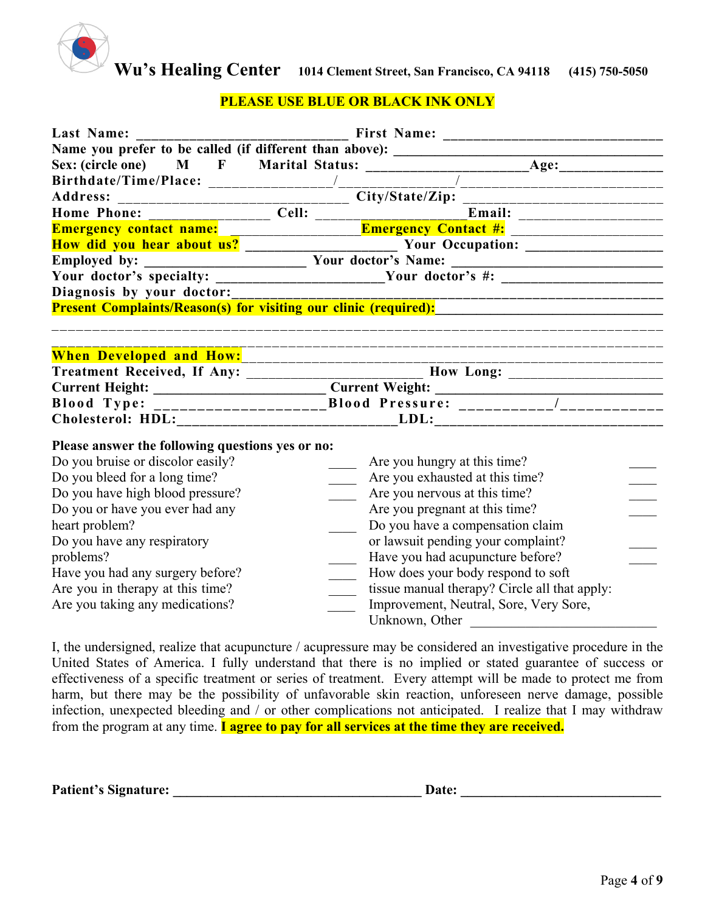# Wu's Healing Center

1014 Clement Street, San Francisco, CA 94118 (415) 750-5050

**PLEASE USE BLUE OR BLACK INK ONLY**

**Last Name:** ______________________________ **First Name:** ______________________________

**Name you prefer to be called (if different than above):** ______________________________

**Sex: (circle one) M F Marital Status:** ______________________**Age:**______________

**Birthdate/Time/Place:** ________________/_______________/___________________________

**Address:** ______________________________ **City/State/Zip:** __________________________

**Home Phone:** ________________ **Cell:** ____________________**Email:** ____________________

**Emergency contact name:** __________________**Emergency Contact #:** ____________________

**How did you hear about us?** ____________________ **Your Occupation:** ___________________

**Employed by:** ______________________ **Your doctor's Name:** ____________________________

**Your doctor's specialty:** ______________________**Your doctor's #:** ______________________

**Diagnosis by your doctor:**_________________________________________________________

**Present Complaints/Reason(s) for visiting our clinic (required):**_____________________________

______________________________________________________________________________

______________________________________________________________________________

**When Developed and How:**_________________________________________________________

**Treatment Received, If Any:** _______________________ **How Long:** _____________________

**Current Height:** ________________________ **Current Weight:** ___________________________

**Blood Type:** ____________________**Blood Pressure:** ___________/____________

**Cholesterol: HDL:**____________________________**LDL:**______________________________

**Please answer the following questions yes or no:**

| | | | |
|---|---|---|---|
| Do you bruise or discolor easily? | ____ | Are you hungry at this time? | ____ |
| Do you bleed for a long time? | ____ | Are you exhausted at this time? | ____ |
| Do you have high blood pressure? | ____ | Are you nervous at this time? | ____ |
| Do you or have you ever had any heart problem? | ____ | Are you pregnant at this time? | ____ |
| Do you have any respiratory problems? | ____ | Do you have a compensation claim or lawsuit pending your complaint? | ____ |
| Have you had any surgery before? | ____ | Have you had acupuncture before? | ____ |
| Are you in therapy at this time? | ____ | How does your body respond to soft tissue manual therapy? Circle all that apply: | |
| Are you taking any medications? | ____ | Improvement, Neutral, Sore, Very Sore, Unknown, Other __________________________ | |

I, the undersigned, realize that acupuncture / acupressure may be considered an investigative procedure in the United States of America. I fully understand that there is no implied or stated guarantee of success or effectiveness of a specific treatment or series of treatment. Every attempt will be made to protect me from harm, but there may be the possibility of unfavorable skin reaction, unforeseen nerve damage, possible infection, unexpected bleeding and / or other complications not anticipated. I realize that I may withdraw from the program at any time. **I agree to pay for all services at the time they are received.**

**Patient's Signature:** ____________________________________ **Date:** _____________________________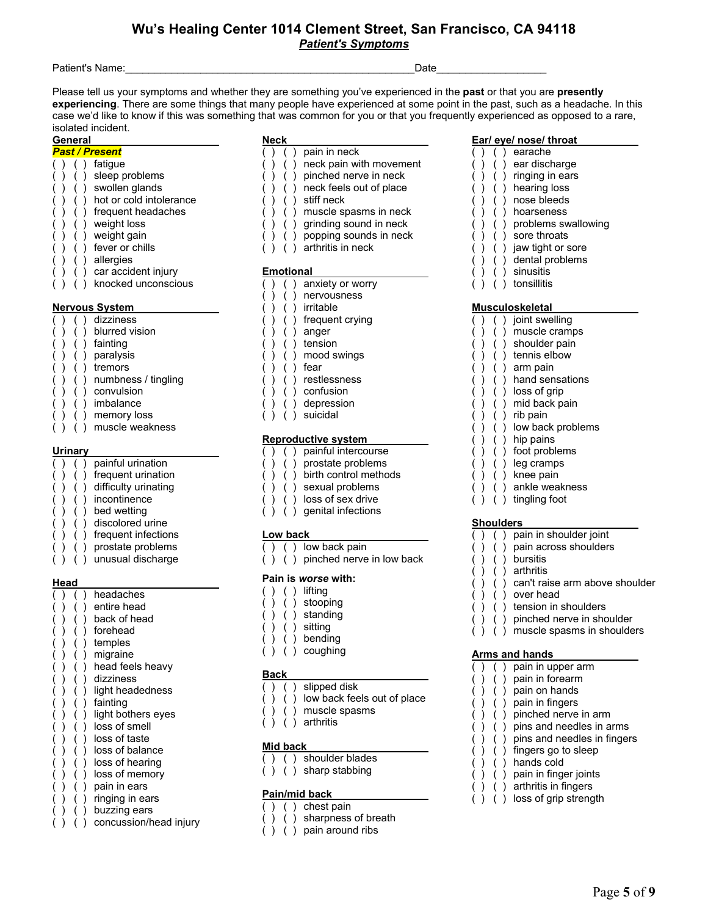# Wu's Healing Center 1014 Clement Street, San Francisco, CA 94118

## *Patient's Symptoms*

Patient's Name:_________________________________________________Date__________________

Please tell us your symptoms and whether they are something you've experienced in the **past** or that you are **presently experiencing**. There are some things that many people have experienced at some point in the past, such as a headache. In this case we'd like to know if this was something that was common for you or that you frequently experienced as opposed to a rare, isolated incident.

### General

***Past / Present***

( ) ( ) fatigue
( ) ( ) sleep problems
( ) ( ) swollen glands
( ) ( ) hot or cold intolerance
( ) ( ) frequent headaches
( ) ( ) weight loss
( ) ( ) weight gain
( ) ( ) fever or chills
( ) ( ) allergies
( ) ( ) car accident injury
( ) ( ) knocked unconscious

### Nervous System

( ) ( ) dizziness
( ) ( ) blurred vision
( ) ( ) fainting
( ) ( ) paralysis
( ) ( ) tremors
( ) ( ) numbness / tingling
( ) ( ) convulsion
( ) ( ) imbalance
( ) ( ) memory loss
( ) ( ) muscle weakness

### Urinary

( ) ( ) painful urination
( ) ( ) frequent urination
( ) ( ) difficulty urinating
( ) ( ) incontinence
( ) ( ) bed wetting
( ) ( ) discolored urine
( ) ( ) frequent infections
( ) ( ) prostate problems
( ) ( ) unusual discharge

### Head

( ) ( ) headaches
( ) ( ) entire head
( ) ( ) back of head
( ) ( ) forehead
( ) ( ) temples
( ) ( ) migraine
( ) ( ) head feels heavy
( ) ( ) dizziness
( ) ( ) light headedness
( ) ( ) fainting
( ) ( ) light bothers eyes
( ) ( ) loss of smell
( ) ( ) loss of taste
( ) ( ) loss of balance
( ) ( ) loss of hearing
( ) ( ) loss of memory
( ) ( ) pain in ears
( ) ( ) ringing in ears
( ) ( ) buzzing ears
( ) ( ) concussion/head injury

### Neck

( ) ( ) pain in neck
( ) ( ) neck pain with movement
( ) ( ) pinched nerve in neck
( ) ( ) neck feels out of place
( ) ( ) stiff neck
( ) ( ) muscle spasms in neck
( ) ( ) grinding sound in neck
( ) ( ) popping sounds in neck
( ) ( ) arthritis in neck

### Emotional

( ) ( ) anxiety or worry
( ) ( ) nervousness
( ) ( ) irritable
( ) ( ) frequent crying
( ) ( ) anger
( ) ( ) tension
( ) ( ) mood swings
( ) ( ) fear
( ) ( ) restlessness
( ) ( ) confusion
( ) ( ) depression
( ) ( ) suicidal

### Reproductive system

( ) ( ) painful intercourse
( ) ( ) prostate problems
( ) ( ) birth control methods
( ) ( ) sexual problems
( ) ( ) loss of sex drive
( ) ( ) genital infections

### Low back

( ) ( ) low back pain
( ) ( ) pinched nerve in low back

### Pain is *worse* with:

( ) ( ) lifting
( ) ( ) stooping
( ) ( ) standing
( ) ( ) sitting
( ) ( ) bending
( ) ( ) coughing

### Back

( ) ( ) slipped disk
( ) ( ) low back feels out of place
( ) ( ) muscle spasms
( ) ( ) arthritis

### Mid back

( ) ( ) shoulder blades
( ) ( ) sharp stabbing

### Pain/mid back

( ) ( ) chest pain
( ) ( ) sharpness of breath
( ) ( ) pain around ribs

### Ear/ eye/ nose/ throat

( ) ( ) earache
( ) ( ) ear discharge
( ) ( ) ringing in ears
( ) ( ) hearing loss
( ) ( ) nose bleeds
( ) ( ) hoarseness
( ) ( ) problems swallowing
( ) ( ) sore throats
( ) ( ) jaw tight or sore
( ) ( ) dental problems
( ) ( ) sinusitis
( ) ( ) tonsillitis

### Musculoskeletal

( ) ( ) joint swelling
( ) ( ) muscle cramps
( ) ( ) shoulder pain
( ) ( ) tennis elbow
( ) ( ) arm pain
( ) ( ) hand sensations
( ) ( ) loss of grip
( ) ( ) mid back pain
( ) ( ) rib pain
( ) ( ) low back problems
( ) ( ) hip pains
( ) ( ) foot problems
( ) ( ) leg cramps
( ) ( ) knee pain
( ) ( ) ankle weakness
( ) ( ) tingling foot

### Shoulders

( ) ( ) pain in shoulder joint
( ) ( ) pain across shoulders
( ) ( ) bursitis
( ) ( ) arthritis
( ) ( ) can't raise arm above shoulder
( ) ( ) over head
( ) ( ) tension in shoulders
( ) ( ) pinched nerve in shoulder
( ) ( ) muscle spasms in shoulders

### Arms and hands

( ) ( ) pain in upper arm
( ) ( ) pain in forearm
( ) ( ) pain on hands
( ) ( ) pain in fingers
( ) ( ) pinched nerve in arm
( ) ( ) pins and needles in arms
( ) ( ) pins and needles in fingers
( ) ( ) fingers go to sleep
( ) ( ) hands cold
( ) ( ) pain in finger joints
( ) ( ) arthritis in fingers
( ) ( ) loss of grip strength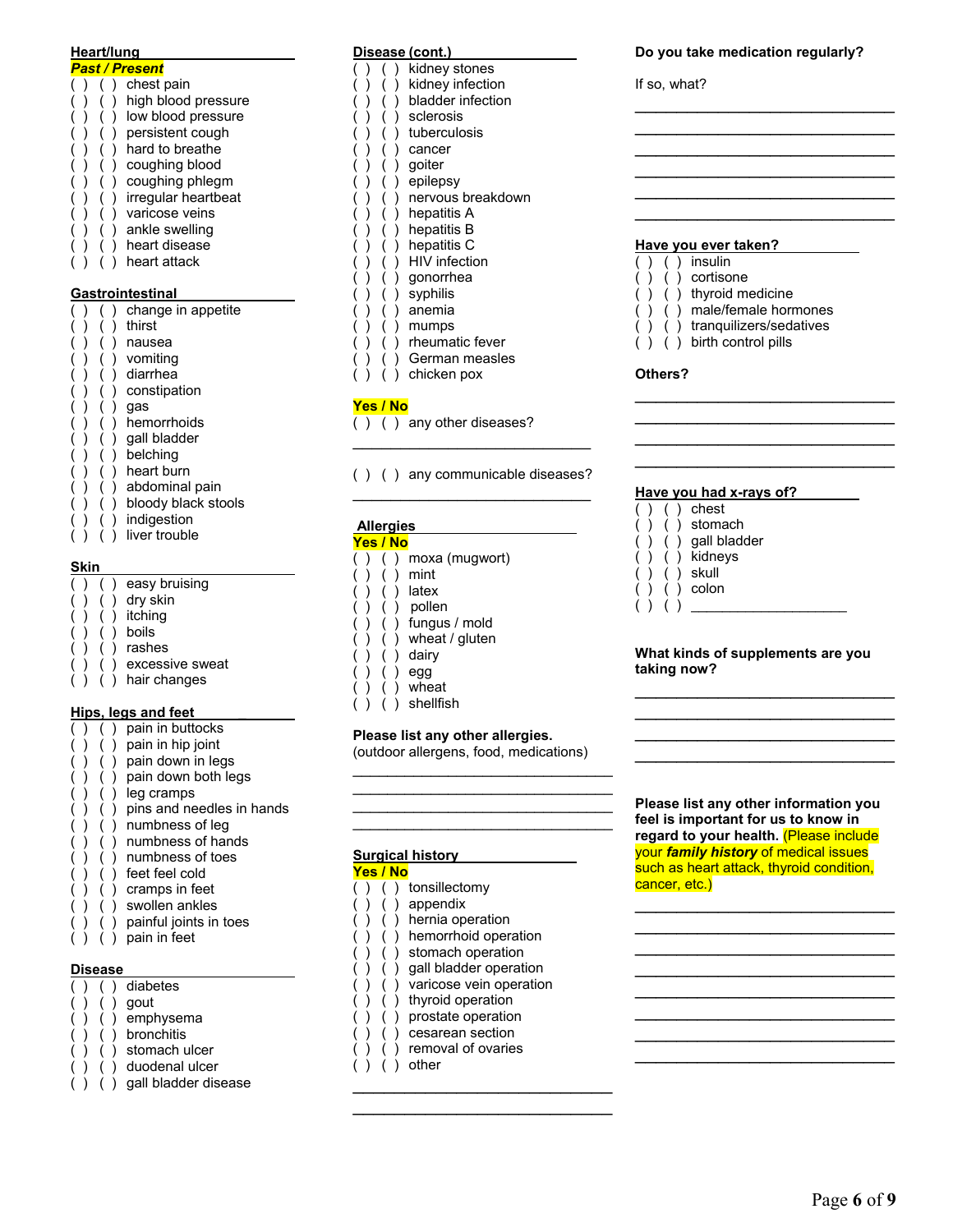## Heart/lung

***Past / Present***

( ) ( ) chest pain
( ) ( ) high blood pressure
( ) ( ) low blood pressure
( ) ( ) persistent cough
( ) ( ) hard to breathe
( ) ( ) coughing blood
( ) ( ) coughing phlegm
( ) ( ) irregular heartbeat
( ) ( ) varicose veins
( ) ( ) ankle swelling
( ) ( ) heart disease
( ) ( ) heart attack

## Gastrointestinal

( ) ( ) change in appetite
( ) ( ) thirst
( ) ( ) nausea
( ) ( ) vomiting
( ) ( ) diarrhea
( ) ( ) constipation
( ) ( ) gas
( ) ( ) hemorrhoids
( ) ( ) gall bladder
( ) ( ) belching
( ) ( ) heart burn
( ) ( ) abdominal pain
( ) ( ) bloody black stools
( ) ( ) indigestion
( ) ( ) liver trouble

## Skin

( ) ( ) easy bruising
( ) ( ) dry skin
( ) ( ) itching
( ) ( ) boils
( ) ( ) rashes
( ) ( ) excessive sweat
( ) ( ) hair changes

## Hips, legs and feet

( ) ( ) pain in buttocks
( ) ( ) pain in hip joint
( ) ( ) pain down in legs
( ) ( ) pain down both legs
( ) ( ) leg cramps
( ) ( ) pins and needles in hands
( ) ( ) numbness of leg
( ) ( ) numbness of hands
( ) ( ) numbness of toes
( ) ( ) feet feel cold
( ) ( ) cramps in feet
( ) ( ) swollen ankles
( ) ( ) painful joints in toes
( ) ( ) pain in feet

## Disease

( ) ( ) diabetes
( ) ( ) gout
( ) ( ) emphysema
( ) ( ) bronchitis
( ) ( ) stomach ulcer
( ) ( ) duodenal ulcer
( ) ( ) gall bladder disease

## Disease (cont.)

( ) ( ) kidney stones
( ) ( ) kidney infection
( ) ( ) bladder infection
( ) ( ) sclerosis
( ) ( ) tuberculosis
( ) ( ) cancer
( ) ( ) goiter
( ) ( ) epilepsy
( ) ( ) nervous breakdown
( ) ( ) hepatitis A
( ) ( ) hepatitis B
( ) ( ) hepatitis C
( ) ( ) HIV infection
( ) ( ) gonorrhea
( ) ( ) syphilis
( ) ( ) anemia
( ) ( ) mumps
( ) ( ) rheumatic fever
( ) ( ) German measles
( ) ( ) chicken pox

**Yes / No**

( ) ( ) any other diseases?

_______________________________

( ) ( ) any communicable diseases?

_______________________________

## Allergies

**Yes / No**

( ) ( ) moxa (mugwort)
( ) ( ) mint
( ) ( ) latex
( ) ( ) pollen
( ) ( ) fungus / mold
( ) ( ) wheat / gluten
( ) ( ) dairy
( ) ( ) egg
( ) ( ) wheat
( ) ( ) shellfish

**Please list any other allergies.**
(outdoor allergens, food, medications)

_______________________________
_______________________________
_______________________________
_______________________________

## Surgical history

**Yes / No**

( ) ( ) tonsillectomy
( ) ( ) appendix
( ) ( ) hernia operation
( ) ( ) hemorrhoid operation
( ) ( ) stomach operation
( ) ( ) gall bladder operation
( ) ( ) varicose vein operation
( ) ( ) thyroid operation
( ) ( ) prostate operation
( ) ( ) cesarean section
( ) ( ) removal of ovaries
( ) ( ) other

_______________________________
_______________________________

**Do you take medication regularly?**

If so, what?

_______________________________
_______________________________
_______________________________
_______________________________
_______________________________
_______________________________

## Have you ever taken?

( ) ( ) insulin
( ) ( ) cortisone
( ) ( ) thyroid medicine
( ) ( ) male/female hormones
( ) ( ) tranquilizers/sedatives
( ) ( ) birth control pills

**Others?**

_______________________________
_______________________________
_______________________________
_______________________________

## Have you had x-rays of?

( ) ( ) chest
( ) ( ) stomach
( ) ( ) gall bladder
( ) ( ) kidneys
( ) ( ) skull
( ) ( ) colon
( ) ( ) ____________________

**What kinds of supplements are you taking now?**

_______________________________
_______________________________
_______________________________
_______________________________

**Please list any other information you feel is important for us to know in regard to your health.** (Please include your ***family history*** of medical issues such as heart attack, thyroid condition, cancer, etc.)

_______________________________
_______________________________
_______________________________
_______________________________
_______________________________
_______________________________
_______________________________
_______________________________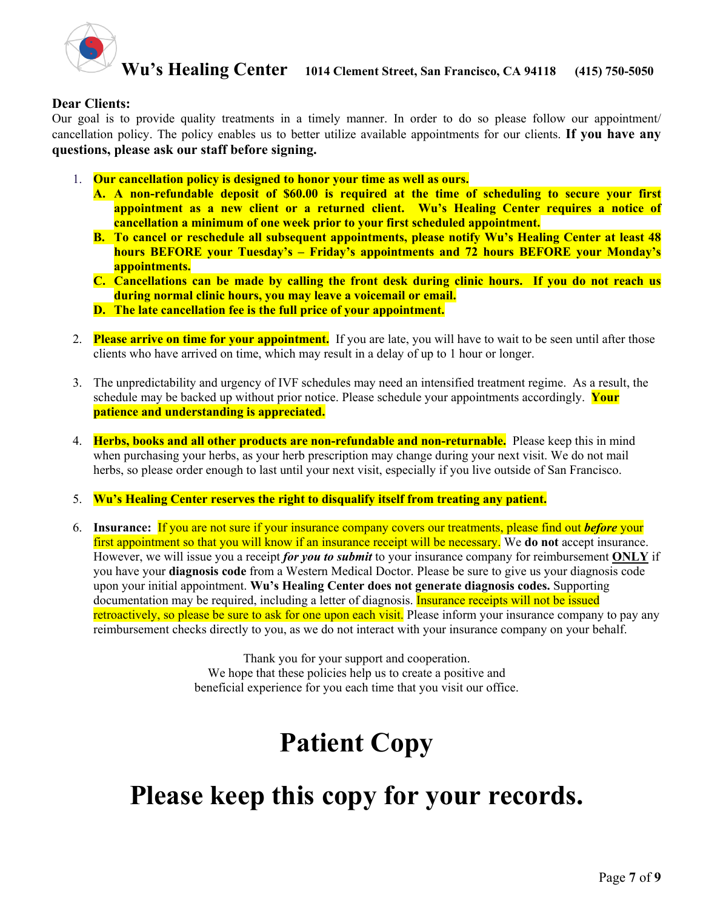# Wu's Healing Center

**1014 Clement Street, San Francisco, CA 94118 (415) 750-5050**

**Dear Clients:**

Our goal is to provide quality treatments in a timely manner. In order to do so please follow our appointment/ cancellation policy. The policy enables us to better utilize available appointments for our clients. **If you have any questions, please ask our staff before signing.**

1. **Our cancellation policy is designed to honor your time as well as ours.**
   - **A. A non-refundable deposit of $60.00 is required at the time of scheduling to secure your first appointment as a new client or a returned client. Wu's Healing Center requires a notice of cancellation a minimum of one week prior to your first scheduled appointment.**
   - **B. To cancel or reschedule all subsequent appointments, please notify Wu's Healing Center at least 48 hours BEFORE your Tuesday's – Friday's appointments and 72 hours BEFORE your Monday's appointments.**
   - **C. Cancellations can be made by calling the front desk during clinic hours. If you do not reach us during normal clinic hours, you may leave a voicemail or email.**
   - **D. The late cancellation fee is the full price of your appointment.**

2. **Please arrive on time for your appointment.** If you are late, you will have to wait to be seen until after those clients who have arrived on time, which may result in a delay of up to 1 hour or longer.

3. The unpredictability and urgency of IVF schedules may need an intensified treatment regime. As a result, the schedule may be backed up without prior notice. Please schedule your appointments accordingly. **Your patience and understanding is appreciated.**

4. **Herbs, books and all other products are non-refundable and non-returnable.** Please keep this in mind when purchasing your herbs, as your herb prescription may change during your next visit. We do not mail herbs, so please order enough to last until your next visit, especially if you live outside of San Francisco.

5. **Wu's Healing Center reserves the right to disqualify itself from treating any patient.**

6. **Insurance:** If you are not sure if your insurance company covers our treatments, please find out ***before*** your first appointment so that you will know if an insurance receipt will be necessary. We **do not** accept insurance. However, we will issue you a receipt ***for you to submit*** to your insurance company for reimbursement **<u>ONLY</u>** if you have your **diagnosis code** from a Western Medical Doctor. Please be sure to give us your diagnosis code upon your initial appointment. **Wu's Healing Center does not generate diagnosis codes.** Supporting documentation may be required, including a letter of diagnosis. Insurance receipts will not be issued retroactively, so please be sure to ask for one upon each visit. Please inform your insurance company to pay any reimbursement checks directly to you, as we do not interact with your insurance company on your behalf.

Thank you for your support and cooperation.
We hope that these policies help us to create a positive and beneficial experience for you each time that you visit our office.

# Patient Copy

# Please keep this copy for your records.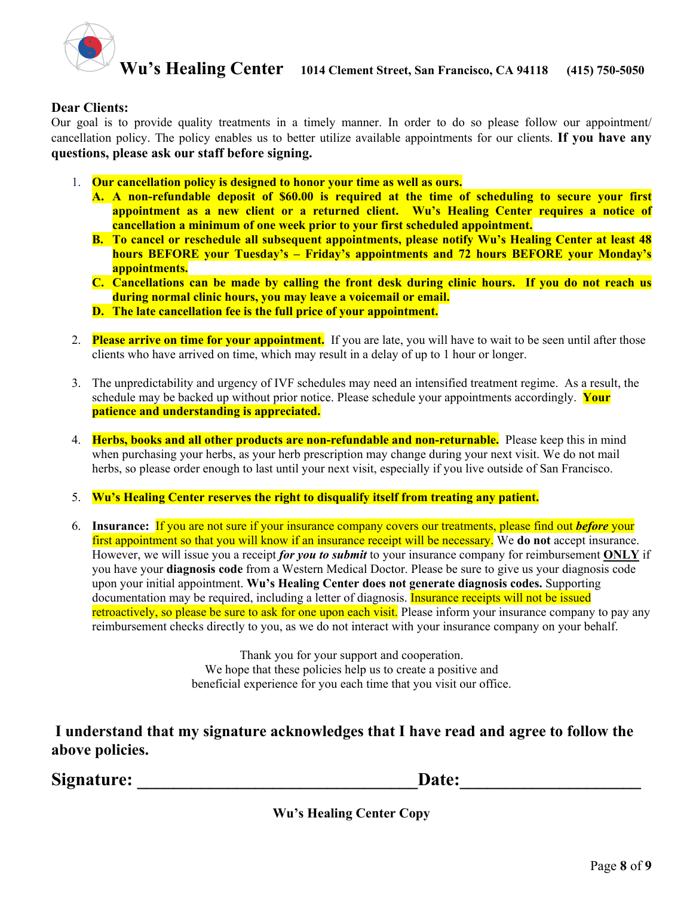# Wu's Healing Center

**1014 Clement Street, San Francisco, CA 94118 (415) 750-5050**

**Dear Clients:**

Our goal is to provide quality treatments in a timely manner. In order to do so please follow our appointment/ cancellation policy. The policy enables us to better utilize available appointments for our clients. **If you have any questions, please ask our staff before signing.**

1. **Our cancellation policy is designed to honor your time as well as ours.**
   - **A. A non-refundable deposit of $60.00 is required at the time of scheduling to secure your first appointment as a new client or a returned client. Wu's Healing Center requires a notice of cancellation a minimum of one week prior to your first scheduled appointment.**
   - **B. To cancel or reschedule all subsequent appointments, please notify Wu's Healing Center at least 48 hours BEFORE your Tuesday's – Friday's appointments and 72 hours BEFORE your Monday's appointments.**
   - **C. Cancellations can be made by calling the front desk during clinic hours. If you do not reach us during normal clinic hours, you may leave a voicemail or email.**
   - **D. The late cancellation fee is the full price of your appointment.**

2. **Please arrive on time for your appointment.** If you are late, you will have to wait to be seen until after those clients who have arrived on time, which may result in a delay of up to 1 hour or longer.

3. The unpredictability and urgency of IVF schedules may need an intensified treatment regime. As a result, the schedule may be backed up without prior notice. Please schedule your appointments accordingly. **Your patience and understanding is appreciated.**

4. **Herbs, books and all other products are non-refundable and non-returnable.** Please keep this in mind when purchasing your herbs, as your herb prescription may change during your next visit. We do not mail herbs, so please order enough to last until your next visit, especially if you live outside of San Francisco.

5. **Wu's Healing Center reserves the right to disqualify itself from treating any patient.**

6. **Insurance:** If you are not sure if your insurance company covers our treatments, please find out ***before*** your first appointment so that you will know if an insurance receipt will be necessary. We **do not** accept insurance. However, we will issue you a receipt ***for you to submit*** to your insurance company for reimbursement **ONLY** if you have your **diagnosis code** from a Western Medical Doctor. Please be sure to give us your diagnosis code upon your initial appointment. **Wu's Healing Center does not generate diagnosis codes.** Supporting documentation may be required, including a letter of diagnosis. Insurance receipts will not be issued retroactively, so please be sure to ask for one upon each visit. Please inform your insurance company to pay any reimbursement checks directly to you, as we do not interact with your insurance company on your behalf.

Thank you for your support and cooperation.
We hope that these policies help us to create a positive and beneficial experience for you each time that you visit our office.

**I understand that my signature acknowledges that I have read and agree to follow the above policies.**

**Signature: \_\_\_\_\_\_\_\_\_\_\_\_\_\_\_\_\_\_\_\_\_\_\_\_\_\_\_\_\_\_\_\_Date:\_\_\_\_\_\_\_\_\_\_\_\_\_\_\_\_\_\_\_\_**

**Wu's Healing Center Copy**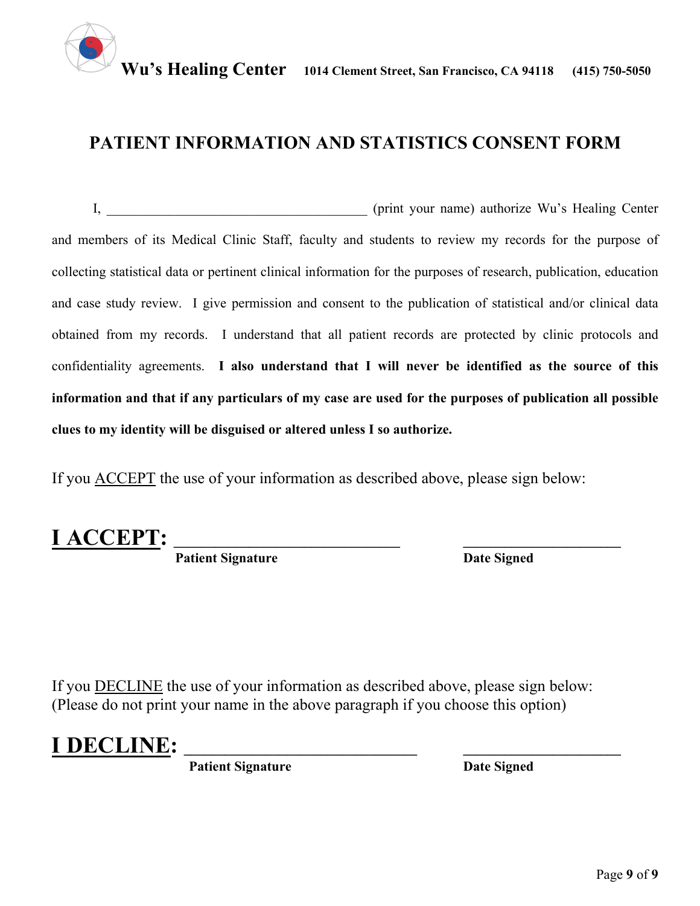**Wu's Healing Center** **1014 Clement Street, San Francisco, CA 94118 (415) 750-5050**

# PATIENT INFORMATION AND STATISTICS CONSENT FORM

I, ______________________________________ (print your name) authorize Wu's Healing Center and members of its Medical Clinic Staff, faculty and students to review my records for the purpose of collecting statistical data or pertinent clinical information for the purposes of research, publication, education and case study review. I give permission and consent to the publication of statistical and/or clinical data obtained from my records. I understand that all patient records are protected by clinic protocols and confidentiality agreements. **I also understand that I will never be identified as the source of this information and that if any particulars of my case are used for the purposes of publication all possible clues to my identity will be disguised or altered unless I so authorize.**

If you ACCEPT the use of your information as described above, please sign below:

**I ACCEPT:** __________________________ ____________________

**Patient Signature** **Date Signed**

If you DECLINE the use of your information as described above, please sign below:
(Please do not print your name in the above paragraph if you choose this option)

**I DECLINE:** __________________________ ____________________

**Patient Signature** **Date Signed**